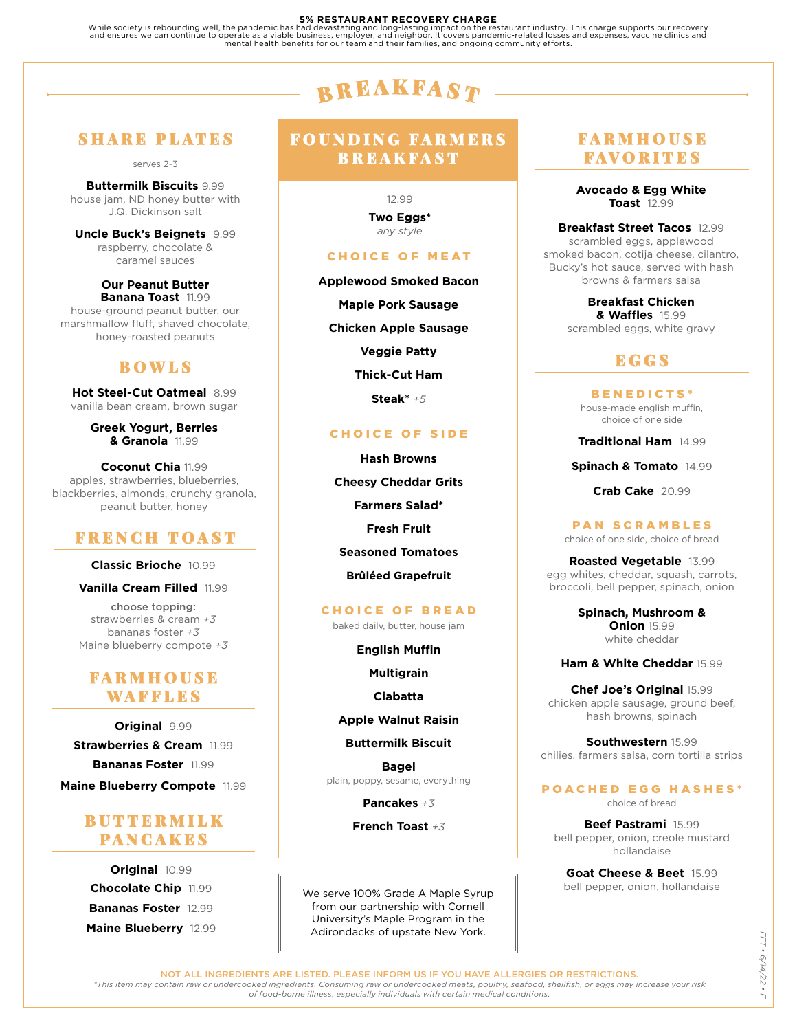**5% RESTAURANT RECOVERY CHARGE**

While society is rebounding well, the pandemic has had devastating and long-lasting impact on the restaurant industry. This charge supports our recovery and ensures we can continue to operate as a viable business, employer, and neighbor. It covers pandemic-related losses and expenses, vaccine clinics and mental health benefits for our team and their families, and ongoing community efforts.

# BREAKFAST

## SHARE PLATES

serves 2-3

**Buttermilk Biscuits** 9.99
house jam, ND honey butter with J.Q. Dickinson salt

**Uncle Buck's Beignets** 9.99
raspberry, chocolate & caramel sauces

**Our Peanut Butter Banana Toast** 11.99
house-ground peanut butter, our marshmallow fluff, shaved chocolate, honey-roasted peanuts

## BOWLS

**Hot Steel-Cut Oatmeal** 8.99
vanilla bean cream, brown sugar

**Greek Yogurt, Berries & Granola** 11.99

**Coconut Chia** 11.99
apples, strawberries, blueberries, blackberries, almonds, crunchy granola, peanut butter, honey

## FRENCH TOAST

**Classic Brioche** 10.99

**Vanilla Cream Filled** 11.99

choose topping:
strawberries & cream *+3*
bananas foster *+3*
Maine blueberry compote *+3*

## FARMHOUSE WAFFLES

**Original** 9.99

**Strawberries & Cream** 11.99

**Bananas Foster** 11.99

**Maine Blueberry Compote** 11.99

## BUTTERMILK PANCAKES

**Original** 10.99

**Chocolate Chip** 11.99

**Bananas Foster** 12.99

**Maine Blueberry** 12.99

## FOUNDING FARMERS BREAKFAST

12.99

**Two Eggs***
*any style*

### CHOICE OF MEAT

**Applewood Smoked Bacon**

**Maple Pork Sausage**

**Chicken Apple Sausage**

**Veggie Patty**

**Thick-Cut Ham**

**Steak*** *+5*

### CHOICE OF SIDE

**Hash Browns**

**Cheesy Cheddar Grits**

**Farmers Salad***

**Fresh Fruit**

**Seasoned Tomatoes**

**Brûléed Grapefruit**

### CHOICE OF BREAD

baked daily, butter, house jam

**English Muffin**

**Multigrain**

**Ciabatta**

**Apple Walnut Raisin**

**Buttermilk Biscuit**

**Bagel**
plain, poppy, sesame, everything

**Pancakes** *+3*

**French Toast** *+3*

We serve 100% Grade A Maple Syrup from our partnership with Cornell University's Maple Program in the Adirondacks of upstate New York.

## FARMHOUSE FAVORITES

**Avocado & Egg White Toast** 12.99

**Breakfast Street Tacos** 12.99
scrambled eggs, applewood smoked bacon, cotija cheese, cilantro, Bucky's hot sauce, served with hash browns & farmers salsa

**Breakfast Chicken & Waffles** 15.99
scrambled eggs, white gravy

## EGGS

### BENEDICTS*

house-made english muffin, choice of one side

**Traditional Ham** 14.99

**Spinach & Tomato** 14.99

**Crab Cake** 20.99

### PAN SCRAMBLES

choice of one side, choice of bread

**Roasted Vegetable** 13.99
egg whites, cheddar, squash, carrots, broccoli, bell pepper, spinach, onion

**Spinach, Mushroom & Onion** 15.99
white cheddar

**Ham & White Cheddar** 15.99

**Chef Joe's Original** 15.99
chicken apple sausage, ground beef, hash browns, spinach

**Southwestern** 15.99
chilies, farmers salsa, corn tortilla strips

### POACHED EGG HASHES*

choice of bread

**Beef Pastrami** 15.99
bell pepper, onion, creole mustard hollandaise

**Goat Cheese & Beet** 15.99
bell pepper, onion, hollandaise

NOT ALL INGREDIENTS ARE LISTED. PLEASE INFORM US IF YOU HAVE ALLERGIES OR RESTRICTIONS.

*\*This item may contain raw or undercooked ingredients. Consuming raw or undercooked meats, poultry, seafood, shellfish, or eggs may increase your risk of food-borne illness, especially individuals with certain medical conditions.*

FFT • 6/14/22 • F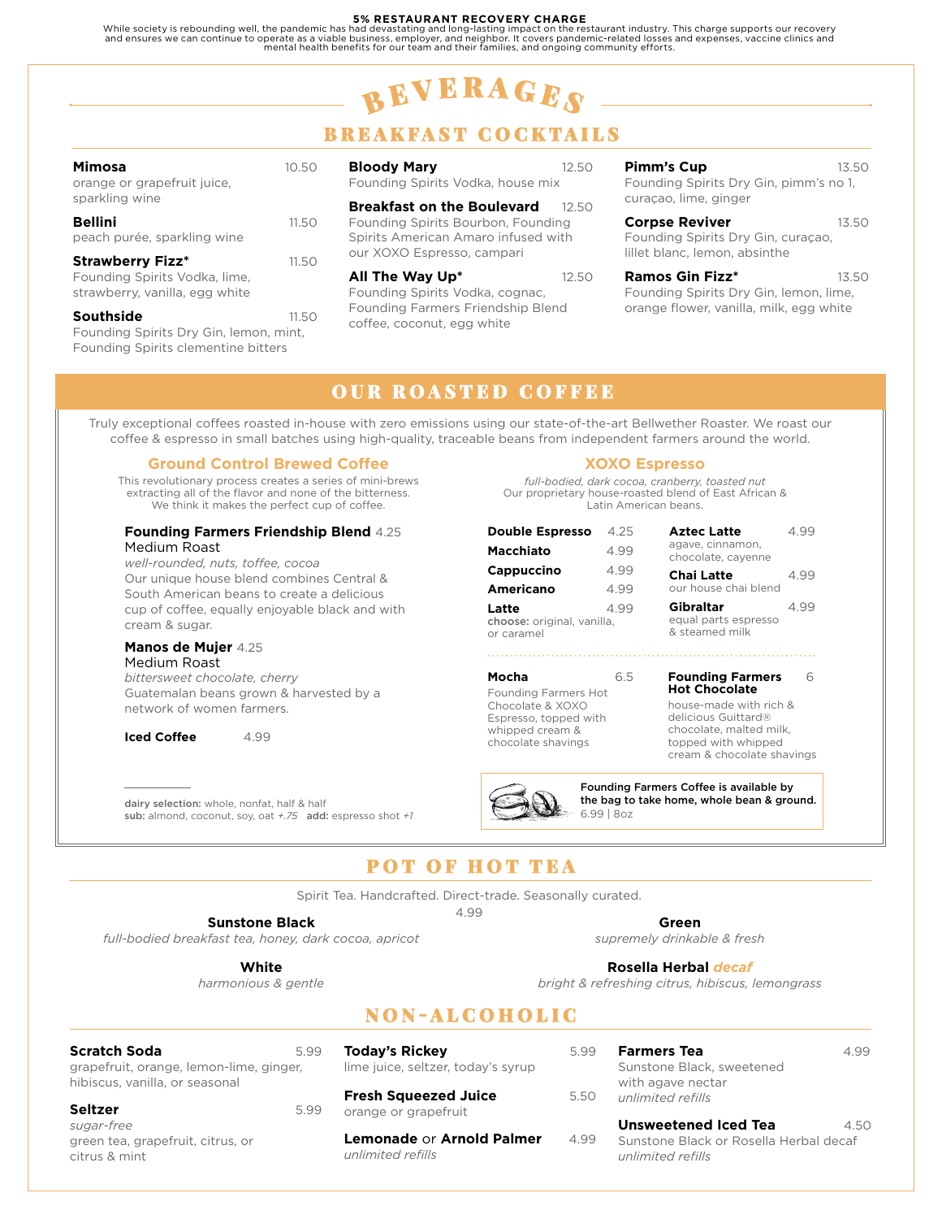**5% RESTAURANT RECOVERY CHARGE**

While society is rebounding well, the pandemic has had devastating and long-lasting impact on the restaurant industry. This charge supports our recovery and ensures we can continue to operate as a viable business, employer, and neighbor. It covers pandemic-related losses and expenses, vaccine clinics and mental health benefits for our team and their families, and ongoing community efforts.

# BEVERAGES

## BREAKFAST COCKTAILS

**Mimosa** 10.50
orange or grapefruit juice, sparkling wine

**Bellini** 11.50
peach purée, sparkling wine

**Strawberry Fizz*** 11.50
Founding Spirits Vodka, lime, strawberry, vanilla, egg white

**Southside** 11.50
Founding Spirits Dry Gin, lemon, mint, Founding Spirits clementine bitters

**Bloody Mary** 12.50
Founding Spirits Vodka, house mix

**Breakfast on the Boulevard** 12.50
Founding Spirits Bourbon, Founding Spirits American Amaro infused with our XOXO Espresso, campari

**All The Way Up*** 12.50
Founding Spirits Vodka, cognac, Founding Farmers Friendship Blend coffee, coconut, egg white

**Pimm's Cup** 13.50
Founding Spirits Dry Gin, pimm's no 1, curaçao, lime, ginger

**Corpse Reviver** 13.50
Founding Spirits Dry Gin, curaçao, lillet blanc, lemon, absinthe

**Ramos Gin Fizz*** 13.50
Founding Spirits Dry Gin, lemon, lime, orange flower, vanilla, milk, egg white

## OUR ROASTED COFFEE

Truly exceptional coffees roasted in-house with zero emissions using our state-of-the-art Bellwether Roaster. We roast our coffee & espresso in small batches using high-quality, traceable beans from independent farmers around the world.

### Ground Control Brewed Coffee

This revolutionary process creates a series of mini-brews extracting all of the flavor and none of the bitterness. We think it makes the perfect cup of coffee.

**Founding Farmers Friendship Blend** 4.25
Medium Roast
*well-rounded, nuts, toffee, cocoa*
Our unique house blend combines Central & South American beans to create a delicious cup of coffee, equally enjoyable black and with cream & sugar.

**Manos de Mujer** 4.25
Medium Roast
*bittersweet chocolate, cherry*
Guatemalan beans grown & harvested by a network of women farmers.

**Iced Coffee** 4.99

**dairy selection:** whole, nonfat, half & half
**sub:** almond, coconut, soy, oat *+.75* **add:** espresso shot *+1*

### XOXO Espresso

*full-bodied, dark cocoa, cranberry, toasted nut*
Our proprietary house-roasted blend of East African & Latin American beans.

**Double Espresso** 4.25

**Macchiato** 4.99

**Cappuccino** 4.99

**Americano** 4.99

**Latte** 4.99
**choose:** original, vanilla, or caramel

**Aztec Latte** 4.99
agave, cinnamon, chocolate, cayenne

**Chai Latte** 4.99
our house chai blend

**Gibraltar** 4.99
equal parts espresso & steamed milk

**Mocha** 6.5
Founding Farmers Hot Chocolate & XOXO Espresso, topped with whipped cream & chocolate shavings

**Founding Farmers Hot Chocolate** 6
house-made with rich & delicious Guittard® chocolate, malted milk, topped with whipped cream & chocolate shavings

**Founding Farmers Coffee is available by the bag to take home, whole bean & ground.**
6.99 | 8oz

## POT OF HOT TEA

Spirit Tea. Handcrafted. Direct-trade. Seasonally curated.

4.99

**Sunstone Black**
*full-bodied breakfast tea, honey, dark cocoa, apricot*

**White**
*harmonious & gentle*

**Green**
*supremely drinkable & fresh*

**Rosella Herbal** *decaf*
*bright & refreshing citrus, hibiscus, lemongrass*

## NON-ALCOHOLIC

**Scratch Soda** 5.99
grapefruit, orange, lemon-lime, ginger, hibiscus, vanilla, or seasonal

**Seltzer** 5.99
*sugar-free*
green tea, grapefruit, citrus, or citrus & mint

**Today's Rickey** 5.99
lime juice, seltzer, today's syrup

**Fresh Squeezed Juice** 5.50
orange or grapefruit

**Lemonade** or **Arnold Palmer** 4.99
*unlimited refills*

**Farmers Tea** 4.99
Sunstone Black, sweetened with agave nectar
*unlimited refills*

**Unsweetened Iced Tea** 4.50
Sunstone Black or Rosella Herbal decaf
*unlimited refills*